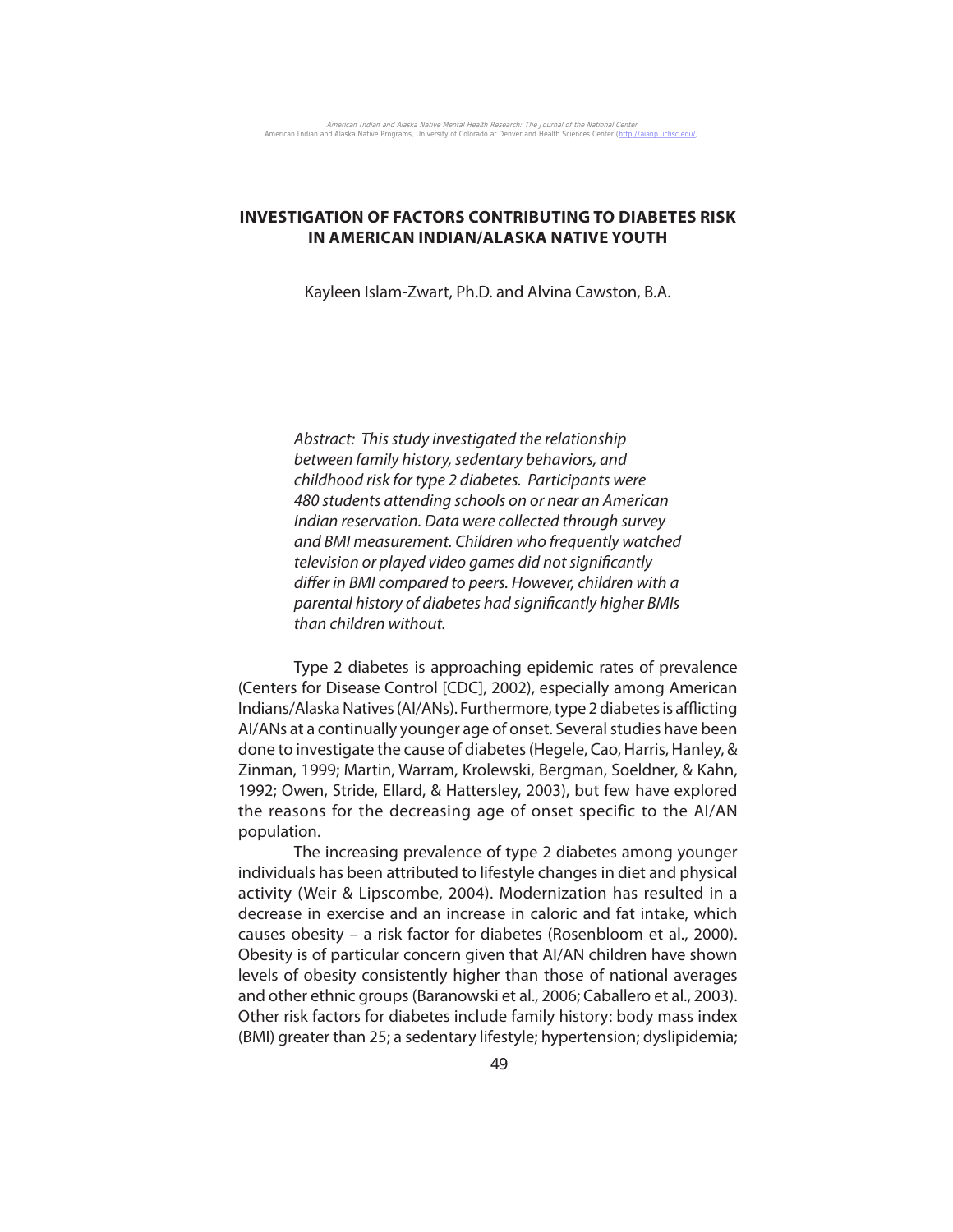# INVESTIGATION OF FACTORS CONTRIBUTING TO DIABETES RISK IN AMERICAN INDIAN/ALASKA NATIVE YOUTH

Kayleen Islam-Zwart, Ph.D. and Alvina Cawston, B.A.

*Abstract: This study investigated the relationship between family history, sedentary behaviors, and childhood risk for type 2 diabetes. Participants were 480 students attending schools on or near an American Indian reservation. Data were collected through survey and BMI measurement. Children who frequently watched television or played video games did not significantly differ in BMI compared to peers. However, children with a parental history of diabetes had significantly higher BMIs than children without.*

Type 2 diabetes is approaching epidemic rates of prevalence (Centers for Disease Control [CDC], 2002), especially among American Indians/Alaska Natives (AI/ANs). Furthermore, type 2 diabetes is afflicting AI/ANs at a continually younger age of onset. Several studies have been done to investigate the cause of diabetes (Hegele, Cao, Harris, Hanley, & Zinman, 1999; Martin, Warram, Krolewski, Bergman, Soeldner, & Kahn, 1992; Owen, Stride, Ellard, & Hattersley, 2003), but few have explored the reasons for the decreasing age of onset specific to the AI/AN population.

The increasing prevalence of type 2 diabetes among younger individuals has been attributed to lifestyle changes in diet and physical activity (Weir & Lipscombe, 2004). Modernization has resulted in a decrease in exercise and an increase in caloric and fat intake, which causes obesity – a risk factor for diabetes (Rosenbloom et al., 2000). Obesity is of particular concern given that AI/AN children have shown levels of obesity consistently higher than those of national averages and other ethnic groups (Baranowski et al., 2006; Caballero et al., 2003). Other risk factors for diabetes include family history: body mass index (BMI) greater than 25; a sedentary lifestyle; hypertension; dyslipidemia;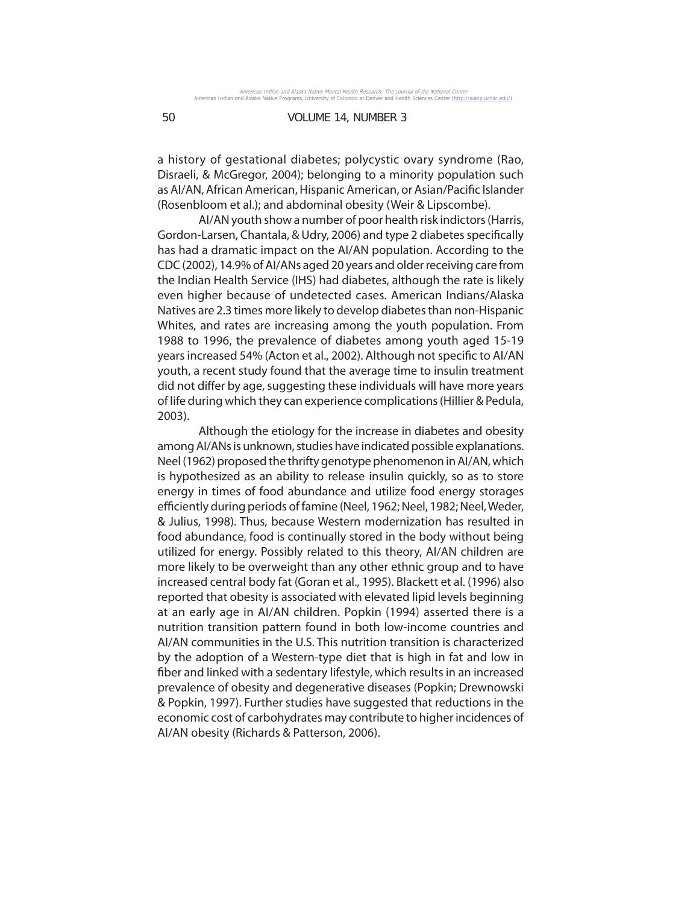a history of gestational diabetes; polycystic ovary syndrome (Rao, Disraeli, & McGregor, 2004); belonging to a minority population such as AI/AN, African American, Hispanic American, or Asian/Pacific Islander (Rosenbloom et al.); and abdominal obesity (Weir & Lipscombe).

AI/AN youth show a number of poor health risk indictors (Harris, Gordon-Larsen, Chantala, & Udry, 2006) and type 2 diabetes specifically has had a dramatic impact on the AI/AN population. According to the CDC (2002), 14.9% of AI/ANs aged 20 years and older receiving care from the Indian Health Service (IHS) had diabetes, although the rate is likely even higher because of undetected cases. American Indians/Alaska Natives are 2.3 times more likely to develop diabetes than non-Hispanic Whites, and rates are increasing among the youth population. From 1988 to 1996, the prevalence of diabetes among youth aged 15-19 years increased 54% (Acton et al., 2002). Although not specific to AI/AN youth, a recent study found that the average time to insulin treatment did not differ by age, suggesting these individuals will have more years of life during which they can experience complications (Hillier & Pedula, 2003).

Although the etiology for the increase in diabetes and obesity among AI/ANs is unknown, studies have indicated possible explanations. Neel (1962) proposed the thrifty genotype phenomenon in AI/AN, which is hypothesized as an ability to release insulin quickly, so as to store energy in times of food abundance and utilize food energy storages efficiently during periods of famine (Neel, 1962; Neel, 1982; Neel, Weder, & Julius, 1998). Thus, because Western modernization has resulted in food abundance, food is continually stored in the body without being utilized for energy. Possibly related to this theory, AI/AN children are more likely to be overweight than any other ethnic group and to have increased central body fat (Goran et al., 1995). Blackett et al. (1996) also reported that obesity is associated with elevated lipid levels beginning at an early age in AI/AN children. Popkin (1994) asserted there is a nutrition transition pattern found in both low-income countries and AI/AN communities in the U.S. This nutrition transition is characterized by the adoption of a Western-type diet that is high in fat and low in fiber and linked with a sedentary lifestyle, which results in an increased prevalence of obesity and degenerative diseases (Popkin; Drewnowski & Popkin, 1997). Further studies have suggested that reductions in the economic cost of carbohydrates may contribute to higher incidences of AI/AN obesity (Richards & Patterson, 2006).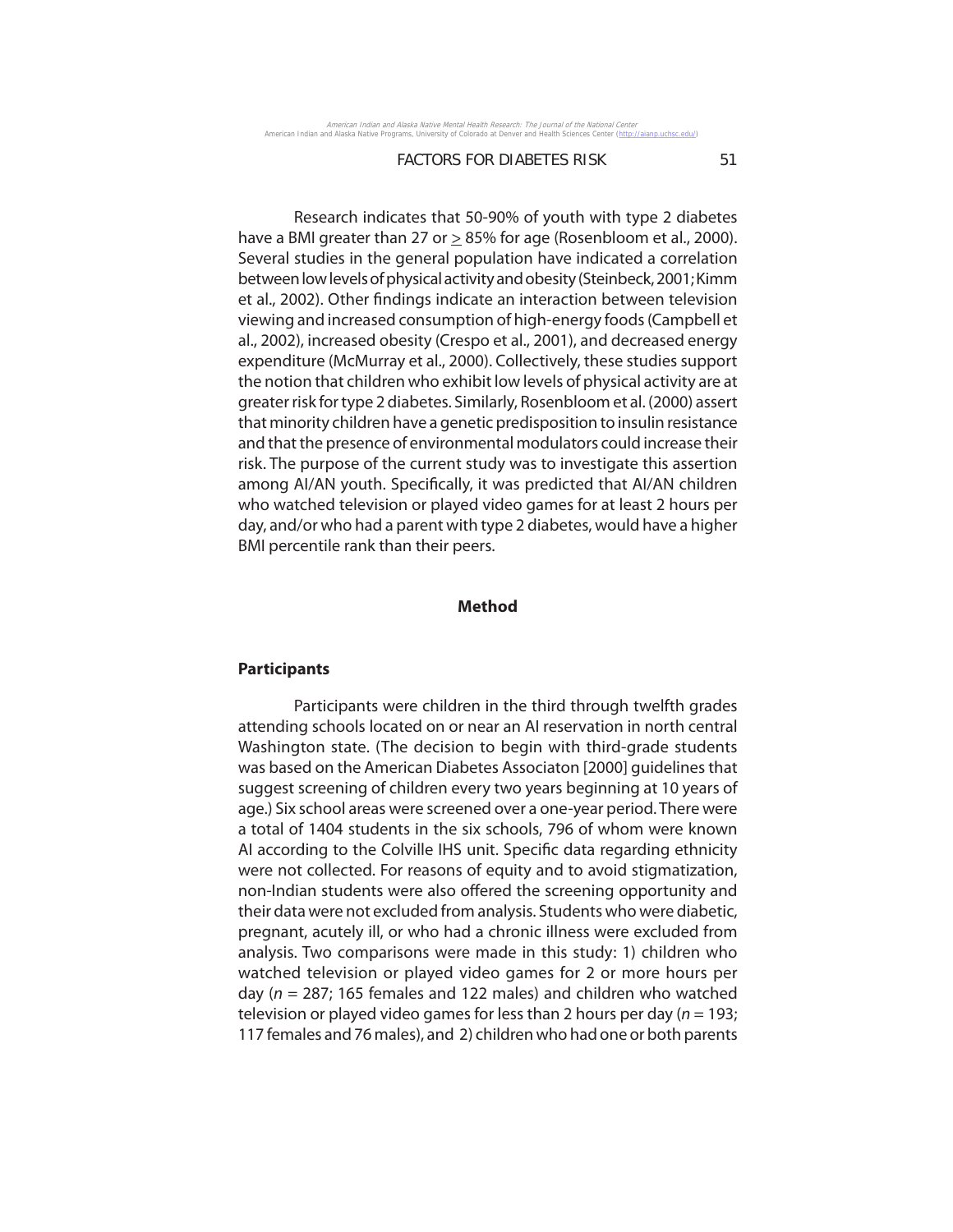Research indicates that 50-90% of youth with type 2 diabetes have a BMI greater than 27 or $\geq$ 85% for age (Rosenbloom et al., 2000). Several studies in the general population have indicated a correlation between low levels of physical activity and obesity (Steinbeck, 2001; Kimm et al., 2002). Other findings indicate an interaction between television viewing and increased consumption of high-energy foods (Campbell et al., 2002), increased obesity (Crespo et al., 2001), and decreased energy expenditure (McMurray et al., 2000). Collectively, these studies support the notion that children who exhibit low levels of physical activity are at greater risk for type 2 diabetes. Similarly, Rosenbloom et al. (2000) assert that minority children have a genetic predisposition to insulin resistance and that the presence of environmental modulators could increase their risk. The purpose of the current study was to investigate this assertion among AI/AN youth. Specifically, it was predicted that AI/AN children who watched television or played video games for at least 2 hours per day, and/or who had a parent with type 2 diabetes, would have a higher BMI percentile rank than their peers.

## Method

### Participants

Participants were children in the third through twelfth grades attending schools located on or near an AI reservation in north central Washington state. (The decision to begin with third-grade students was based on the American Diabetes Associaton [2000] guidelines that suggest screening of children every two years beginning at 10 years of age.) Six school areas were screened over a one-year period. There were a total of 1404 students in the six schools, 796 of whom were known AI according to the Colville IHS unit. Specific data regarding ethnicity were not collected. For reasons of equity and to avoid stigmatization, non-Indian students were also offered the screening opportunity and their data were not excluded from analysis. Students who were diabetic, pregnant, acutely ill, or who had a chronic illness were excluded from analysis. Two comparisons were made in this study: 1) children who watched television or played video games for 2 or more hours per day (*n* = 287; 165 females and 122 males) and children who watched television or played video games for less than 2 hours per day (*n* = 193; 117 females and 76 males), and 2) children who had one or both parents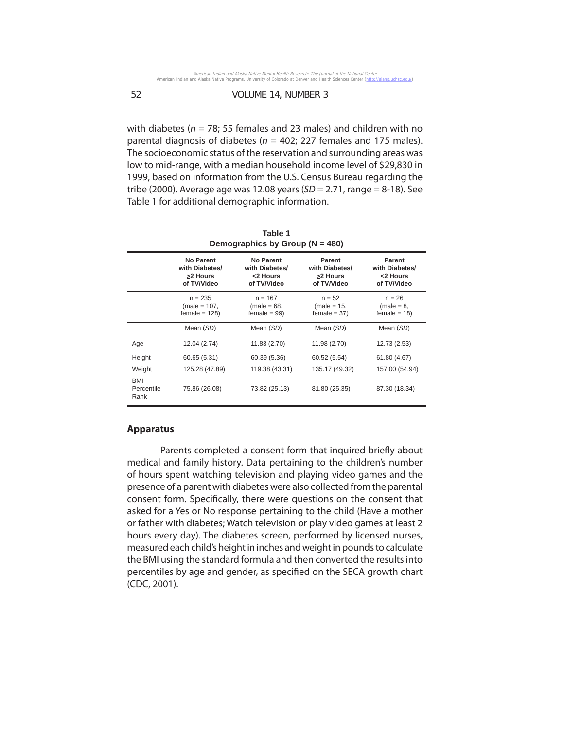with diabetes ($n$ = 78; 55 females and 23 males) and children with no parental diagnosis of diabetes ($n$ = 402; 227 females and 175 males). The socioeconomic status of the reservation and surrounding areas was low to mid-range, with a median household income level of $29,830 in 1999, based on information from the U.S. Census Bureau regarding the tribe (2000). Average age was 12.08 years ($SD$ = 2.71, range = 8-18). See Table 1 for additional demographic information.

**Table 1**
**Demographics by Group (N = 480)**

| | **No Parent with Diabetes/ ≥2 Hours of TV/Video** | **No Parent with Diabetes/ <2 Hours of TV/Video** | **Parent with Diabetes/ ≥2 Hours of TV/Video** | **Parent with Diabetes/ <2 Hours of TV/Video** |
|---|---|---|---|---|
| | n = 235 (male = 107, female = 128) | n = 167 (male = 68, female = 99) | n = 52 (male = 15, female = 37) | n = 26 (male = 8, female = 18) |
| | Mean (*SD*) | Mean (*SD*) | Mean (*SD*) | Mean (*SD*) |
| Age | 12.04 (2.74) | 11.83 (2.70) | 11.98 (2.70) | 12.73 (2.53) |
| Height | 60.65 (5.31) | 60.39 (5.36) | 60.52 (5.54) | 61.80 (4.67) |
| Weight | 125.28 (47.89) | 119.38 (43.31) | 135.17 (49.32) | 157.00 (54.94) |
| BMI Percentile Rank | 75.86 (26.08) | 73.82 (25.13) | 81.80 (25.35) | 87.30 (18.34) |

## Apparatus

Parents completed a consent form that inquired briefly about medical and family history. Data pertaining to the children's number of hours spent watching television and playing video games and the presence of a parent with diabetes were also collected from the parental consent form. Specifically, there were questions on the consent that asked for a Yes or No response pertaining to the child (Have a mother or father with diabetes; Watch television or play video games at least 2 hours every day). The diabetes screen, performed by licensed nurses, measured each child's height in inches and weight in pounds to calculate the BMI using the standard formula and then converted the results into percentiles by age and gender, as specified on the SECA growth chart (CDC, 2001).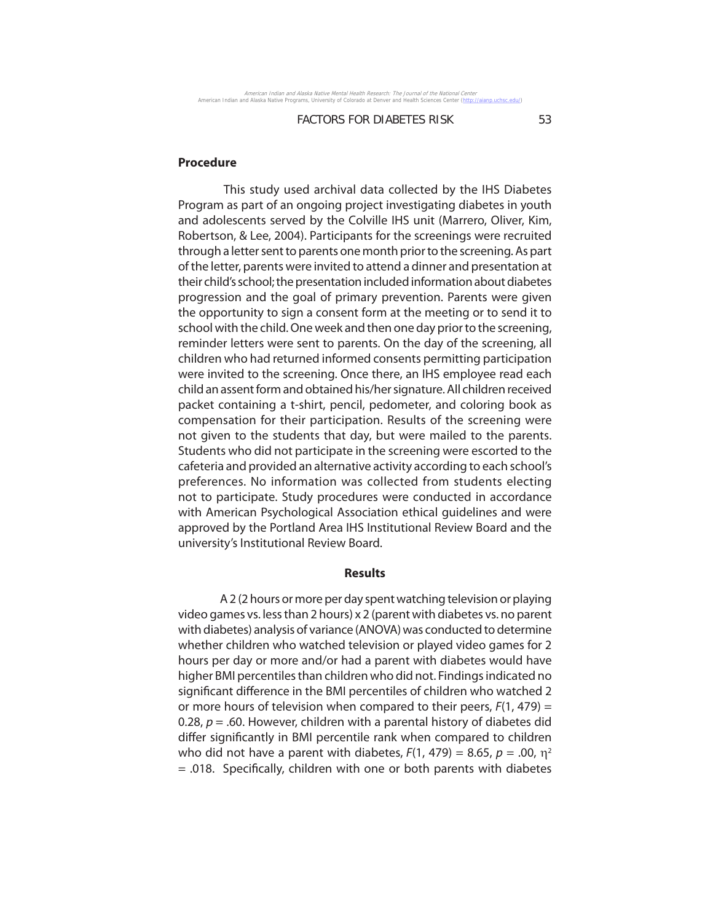## Procedure

This study used archival data collected by the IHS Diabetes Program as part of an ongoing project investigating diabetes in youth and adolescents served by the Colville IHS unit (Marrero, Oliver, Kim, Robertson, & Lee, 2004). Participants for the screenings were recruited through a letter sent to parents one month prior to the screening. As part of the letter, parents were invited to attend a dinner and presentation at their child's school; the presentation included information about diabetes progression and the goal of primary prevention. Parents were given the opportunity to sign a consent form at the meeting or to send it to school with the child. One week and then one day prior to the screening, reminder letters were sent to parents. On the day of the screening, all children who had returned informed consents permitting participation were invited to the screening. Once there, an IHS employee read each child an assent form and obtained his/her signature. All children received packet containing a t-shirt, pencil, pedometer, and coloring book as compensation for their participation. Results of the screening were not given to the students that day, but were mailed to the parents. Students who did not participate in the screening were escorted to the cafeteria and provided an alternative activity according to each school's preferences. No information was collected from students electing not to participate. Study procedures were conducted in accordance with American Psychological Association ethical guidelines and were approved by the Portland Area IHS Institutional Review Board and the university's Institutional Review Board.

## Results

A 2 (2 hours or more per day spent watching television or playing video games vs. less than 2 hours) x 2 (parent with diabetes vs. no parent with diabetes) analysis of variance (ANOVA) was conducted to determine whether children who watched television or played video games for 2 hours per day or more and/or had a parent with diabetes would have higher BMI percentiles than children who did not. Findings indicated no significant difference in the BMI percentiles of children who watched 2 or more hours of television when compared to their peers, $F(1, 479) = 0.28$, $p = .60$. However, children with a parental history of diabetes did differ significantly in BMI percentile rank when compared to children who did not have a parent with diabetes, $F(1, 479) = 8.65$, $p = .00$, $\eta^2 = .018$. Specifically, children with one or both parents with diabetes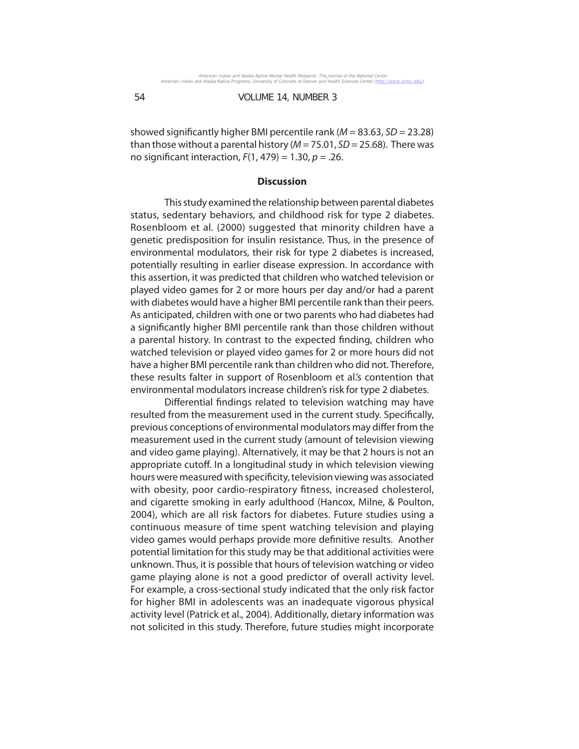showed significantly higher BMI percentile rank ($M = 83.63$, $SD = 23.28$) than those without a parental history ($M = 75.01$, $SD = 25.68$). There was no significant interaction, $F(1, 479) = 1.30$, $p = .26$.

## Discussion

This study examined the relationship between parental diabetes status, sedentary behaviors, and childhood risk for type 2 diabetes. Rosenbloom et al. (2000) suggested that minority children have a genetic predisposition for insulin resistance. Thus, in the presence of environmental modulators, their risk for type 2 diabetes is increased, potentially resulting in earlier disease expression. In accordance with this assertion, it was predicted that children who watched television or played video games for 2 or more hours per day and/or had a parent with diabetes would have a higher BMI percentile rank than their peers. As anticipated, children with one or two parents who had diabetes had a significantly higher BMI percentile rank than those children without a parental history. In contrast to the expected finding, children who watched television or played video games for 2 or more hours did not have a higher BMI percentile rank than children who did not. Therefore, these results falter in support of Rosenbloom et al.'s contention that environmental modulators increase children's risk for type 2 diabetes.

Differential findings related to television watching may have resulted from the measurement used in the current study. Specifically, previous conceptions of environmental modulators may differ from the measurement used in the current study (amount of television viewing and video game playing). Alternatively, it may be that 2 hours is not an appropriate cutoff. In a longitudinal study in which television viewing hours were measured with specificity, television viewing was associated with obesity, poor cardio-respiratory fitness, increased cholesterol, and cigarette smoking in early adulthood (Hancox, Milne, & Poulton, 2004), which are all risk factors for diabetes. Future studies using a continuous measure of time spent watching television and playing video games would perhaps provide more definitive results. Another potential limitation for this study may be that additional activities were unknown. Thus, it is possible that hours of television watching or video game playing alone is not a good predictor of overall activity level. For example, a cross-sectional study indicated that the only risk factor for higher BMI in adolescents was an inadequate vigorous physical activity level (Patrick et al., 2004). Additionally, dietary information was not solicited in this study. Therefore, future studies might incorporate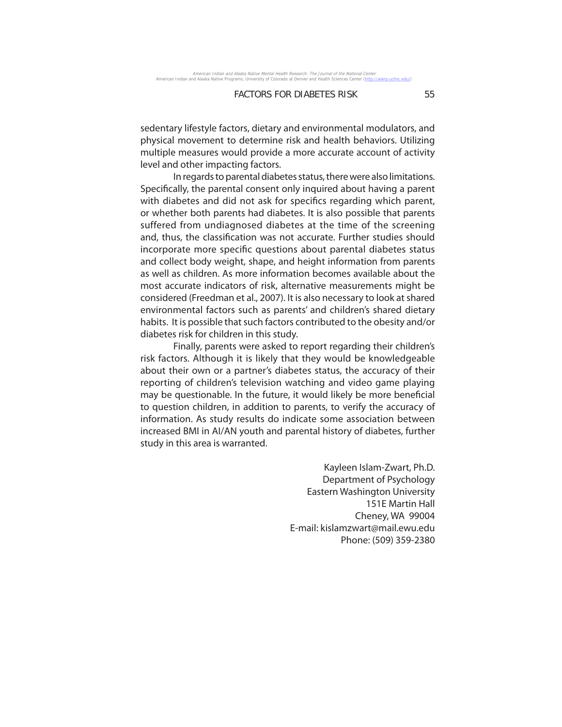sedentary lifestyle factors, dietary and environmental modulators, and physical movement to determine risk and health behaviors. Utilizing multiple measures would provide a more accurate account of activity level and other impacting factors.

In regards to parental diabetes status, there were also limitations. Specifically, the parental consent only inquired about having a parent with diabetes and did not ask for specifics regarding which parent, or whether both parents had diabetes. It is also possible that parents suffered from undiagnosed diabetes at the time of the screening and, thus, the classification was not accurate. Further studies should incorporate more specific questions about parental diabetes status and collect body weight, shape, and height information from parents as well as children. As more information becomes available about the most accurate indicators of risk, alternative measurements might be considered (Freedman et al., 2007). It is also necessary to look at shared environmental factors such as parents' and children's shared dietary habits. It is possible that such factors contributed to the obesity and/or diabetes risk for children in this study.

Finally, parents were asked to report regarding their children's risk factors. Although it is likely that they would be knowledgeable about their own or a partner's diabetes status, the accuracy of their reporting of children's television watching and video game playing may be questionable. In the future, it would likely be more beneficial to question children, in addition to parents, to verify the accuracy of information. As study results do indicate some association between increased BMI in AI/AN youth and parental history of diabetes, further study in this area is warranted.

Kayleen Islam-Zwart, Ph.D.
Department of Psychology
Eastern Washington University
151E Martin Hall
Cheney, WA 99004
E-mail: kislamzwart@mail.ewu.edu
Phone: (509) 359-2380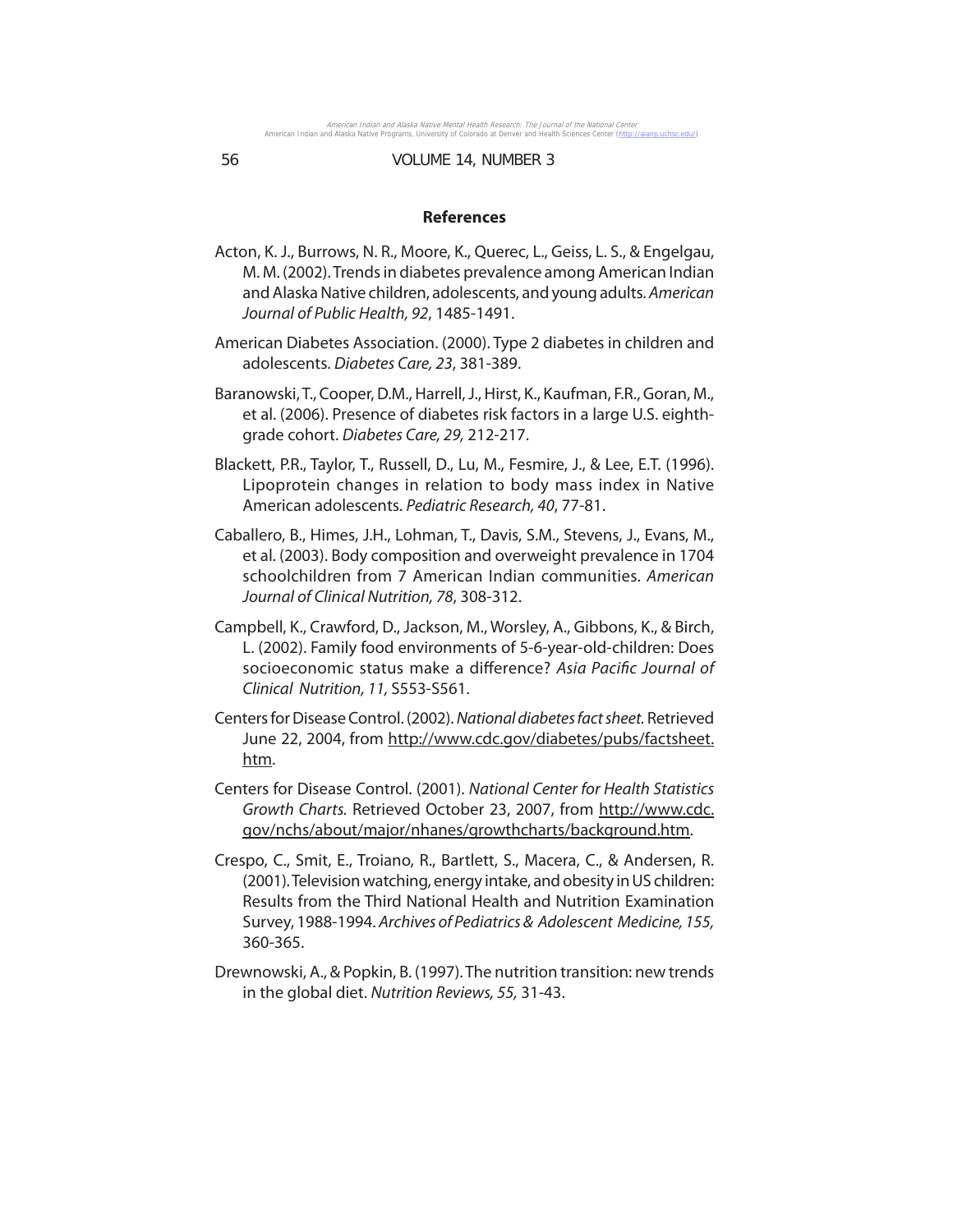## References

Acton, K. J., Burrows, N. R., Moore, K., Querec, L., Geiss, L. S., & Engelgau, M. M. (2002). Trends in diabetes prevalence among American Indian and Alaska Native children, adolescents, and young adults. *American Journal of Public Health, 92*, 1485-1491.

American Diabetes Association. (2000). Type 2 diabetes in children and adolescents. *Diabetes Care, 23*, 381-389.

Baranowski, T., Cooper, D.M., Harrell, J., Hirst, K., Kaufman, F.R., Goran, M., et al. (2006). Presence of diabetes risk factors in a large U.S. eighth-grade cohort. *Diabetes Care, 29,* 212-217.

Blackett, P.R., Taylor, T., Russell, D., Lu, M., Fesmire, J., & Lee, E.T. (1996). Lipoprotein changes in relation to body mass index in Native American adolescents. *Pediatric Research, 40*, 77-81.

Caballero, B., Himes, J.H., Lohman, T., Davis, S.M., Stevens, J., Evans, M., et al. (2003). Body composition and overweight prevalence in 1704 schoolchildren from 7 American Indian communities. *American Journal of Clinical Nutrition, 78*, 308-312.

Campbell, K., Crawford, D., Jackson, M., Worsley, A., Gibbons, K., & Birch, L. (2002). Family food environments of 5-6-year-old-children: Does socioeconomic status make a difference? *Asia Pacific Journal of Clinical Nutrition, 11,* S553-S561.

Centers for Disease Control. (2002). *National diabetes fact sheet.* Retrieved June 22, 2004, from http://www.cdc.gov/diabetes/pubs/factsheet.htm.

Centers for Disease Control. (2001). *National Center for Health Statistics Growth Charts.* Retrieved October 23, 2007, from http://www.cdc.gov/nchs/about/major/nhanes/growthcharts/background.htm.

Crespo, C., Smit, E., Troiano, R., Bartlett, S., Macera, C., & Andersen, R. (2001). Television watching, energy intake, and obesity in US children: Results from the Third National Health and Nutrition Examination Survey, 1988-1994. *Archives of Pediatrics & Adolescent Medicine, 155,* 360-365.

Drewnowski, A., & Popkin, B. (1997). The nutrition transition: new trends in the global diet. *Nutrition Reviews, 55,* 31-43.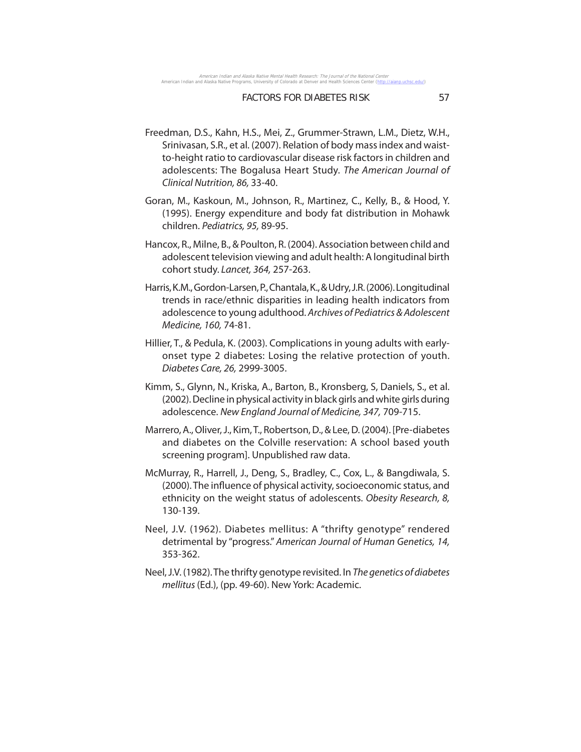Freedman, D.S., Kahn, H.S., Mei, Z., Grummer-Strawn, L.M., Dietz, W.H., Srinivasan, S.R., et al. (2007). Relation of body mass index and waist-to-height ratio to cardiovascular disease risk factors in children and adolescents: The Bogalusa Heart Study. *The American Journal of Clinical Nutrition, 86,* 33-40.

Goran, M., Kaskoun, M., Johnson, R., Martinez, C., Kelly, B., & Hood, Y. (1995). Energy expenditure and body fat distribution in Mohawk children. *Pediatrics, 95,* 89-95.

Hancox, R., Milne, B., & Poulton, R. (2004). Association between child and adolescent television viewing and adult health: A longitudinal birth cohort study. *Lancet, 364,* 257-263.

Harris, K.M., Gordon-Larsen, P., Chantala, K., & Udry, J.R. (2006). Longitudinal trends in race/ethnic disparities in leading health indicators from adolescence to young adulthood. *Archives of Pediatrics & Adolescent Medicine, 160,* 74-81.

Hillier, T., & Pedula, K. (2003). Complications in young adults with early-onset type 2 diabetes: Losing the relative protection of youth. *Diabetes Care, 26,* 2999-3005.

Kimm, S., Glynn, N., Kriska, A., Barton, B., Kronsberg, S, Daniels, S., et al. (2002). Decline in physical activity in black girls and white girls during adolescence. *New England Journal of Medicine, 347,* 709-715.

Marrero, A., Oliver, J., Kim, T., Robertson, D., & Lee, D. (2004). [Pre-diabetes and diabetes on the Colville reservation: A school based youth screening program]. Unpublished raw data.

McMurray, R., Harrell, J., Deng, S., Bradley, C., Cox, L., & Bangdiwala, S. (2000). The influence of physical activity, socioeconomic status, and ethnicity on the weight status of adolescents. *Obesity Research, 8,* 130-139.

Neel, J.V. (1962). Diabetes mellitus: A "thrifty genotype" rendered detrimental by "progress." *American Journal of Human Genetics, 14,* 353-362.

Neel, J.V. (1982). The thrifty genotype revisited. In *The genetics of diabetes mellitus* (Ed.), (pp. 49-60). New York: Academic.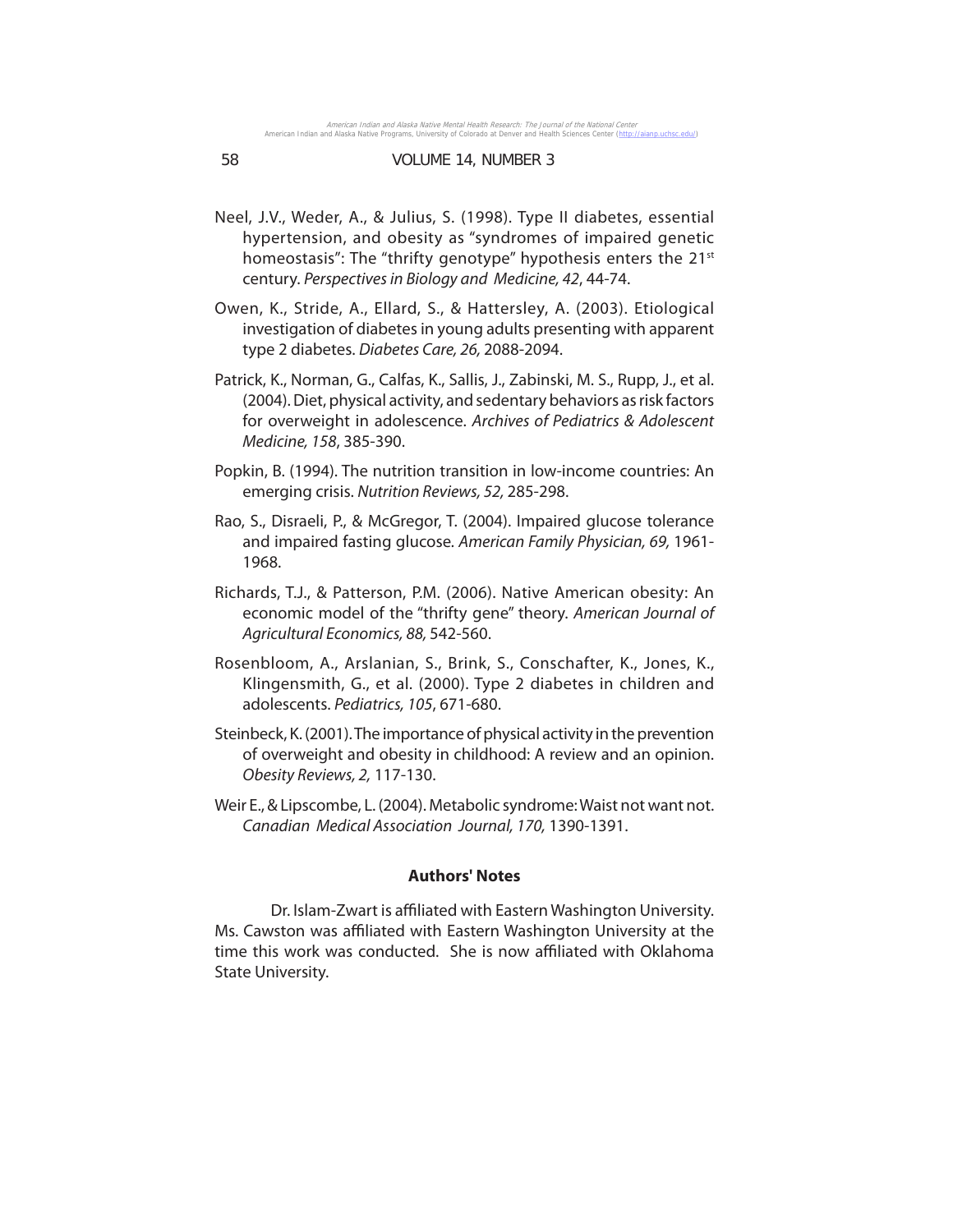Neel, J.V., Weder, A., & Julius, S. (1998). Type II diabetes, essential hypertension, and obesity as "syndromes of impaired genetic homeostasis": The "thrifty genotype" hypothesis enters the 21st century. *Perspectives in Biology and Medicine, 42*, 44-74.

Owen, K., Stride, A., Ellard, S., & Hattersley, A. (2003). Etiological investigation of diabetes in young adults presenting with apparent type 2 diabetes. *Diabetes Care, 26,* 2088-2094.

Patrick, K., Norman, G., Calfas, K., Sallis, J., Zabinski, M. S., Rupp, J., et al. (2004). Diet, physical activity, and sedentary behaviors as risk factors for overweight in adolescence. *Archives of Pediatrics & Adolescent Medicine, 158*, 385-390.

Popkin, B. (1994). The nutrition transition in low-income countries: An emerging crisis. *Nutrition Reviews, 52,* 285-298.

Rao, S., Disraeli, P., & McGregor, T. (2004). Impaired glucose tolerance and impaired fasting glucose. *American Family Physician, 69,* 1961-1968.

Richards, T.J., & Patterson, P.M. (2006). Native American obesity: An economic model of the "thrifty gene" theory. *American Journal of Agricultural Economics, 88,* 542-560.

Rosenbloom, A., Arslanian, S., Brink, S., Conschafter, K., Jones, K., Klingensmith, G., et al. (2000). Type 2 diabetes in children and adolescents. *Pediatrics, 105*, 671-680.

Steinbeck, K. (2001). The importance of physical activity in the prevention of overweight and obesity in childhood: A review and an opinion. *Obesity Reviews, 2,* 117-130.

Weir E., & Lipscombe, L. (2004). Metabolic syndrome: Waist not want not. *Canadian Medical Association Journal, 170,* 1390-1391.

## Authors' Notes

Dr. Islam-Zwart is affiliated with Eastern Washington University. Ms. Cawston was affiliated with Eastern Washington University at the time this work was conducted. She is now affiliated with Oklahoma State University.